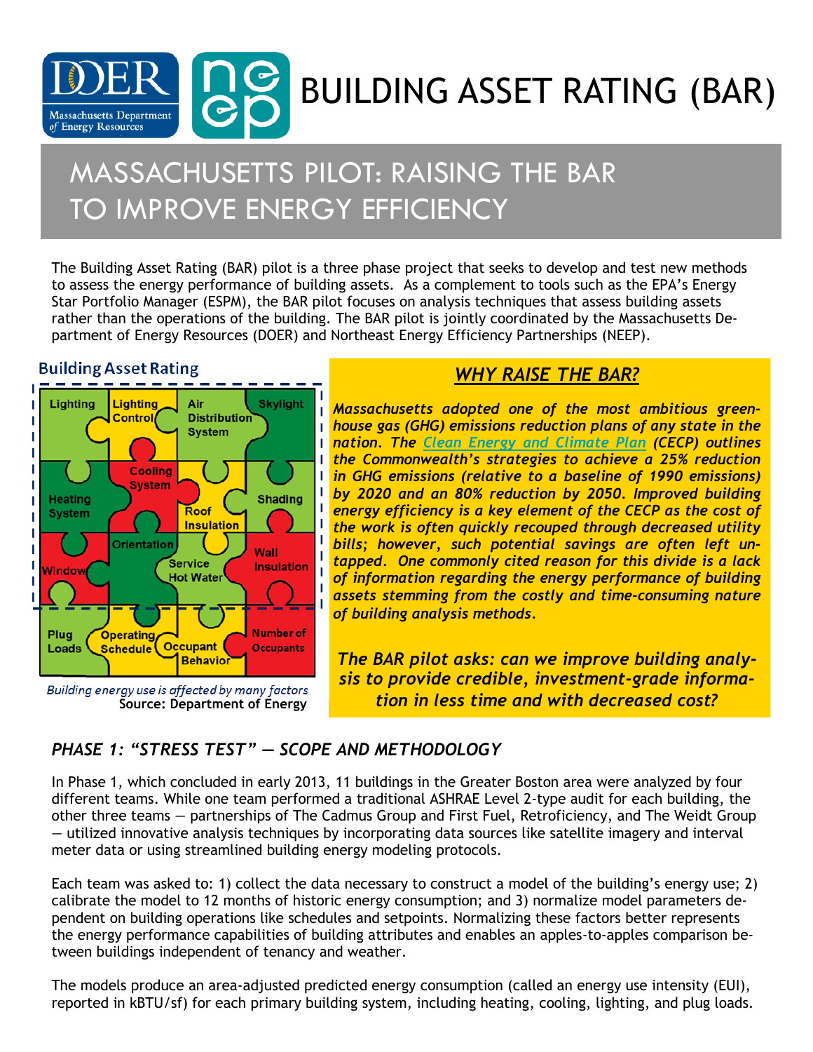# BUILDING ASSET RATING (BAR)

## MASSACHUSETTS PILOT: RAISING THE BAR TO IMPROVE ENERGY EFFICIENCY

The Building Asset Rating (BAR) pilot is a three phase project that seeks to develop and test new methods to assess the energy performance of building assets. As a complement to tools such as the EPA's Energy Star Portfolio Manager (ESPM), the BAR pilot focuses on analysis techniques that assess building assets rather than the operations of the building. The BAR pilot is jointly coordinated by the Massachusetts Department of Energy Resources (DOER) and Northeast Energy Efficiency Partnerships (NEEP).

**Building Asset Rating**

Lighting | Lighting Control | Air Distribution System | Skylight | Cooling System | Heating System | Shading | Roof Insulation | Orientation | Window | Service Hot Water | Wall Insulation | Plug Loads | Operating Schedule | Occupant Behavior | Number of Occupants

*Building energy use is affected by many factors*
**Source: Department of Energy**

### *WHY RAISE THE BAR?*

***Massachusetts adopted one of the most ambitious greenhouse gas (GHG) emissions reduction plans of any state in the nation. The Clean Energy and Climate Plan (CECP) outlines the Commonwealth's strategies to achieve a 25% reduction in GHG emissions (relative to a baseline of 1990 emissions) by 2020 and an 80% reduction by 2050. Improved building energy efficiency is a key element of the CECP as the cost of the work is often quickly recouped through decreased utility bills; however, such potential savings are often left untapped. One commonly cited reason for this divide is a lack of information regarding the energy performance of building assets stemming from the costly and time-consuming nature of building analysis methods.***

***The BAR pilot asks: can we improve building analysis to provide credible, investment-grade information in less time and with decreased cost?***

### *PHASE 1: "STRESS TEST" — SCOPE AND METHODOLOGY*

In Phase 1, which concluded in early 2013, 11 buildings in the Greater Boston area were analyzed by four different teams. While one team performed a traditional ASHRAE Level 2-type audit for each building, the other three teams — partnerships of The Cadmus Group and First Fuel, Retroficiency, and The Weidt Group — utilized innovative analysis techniques by incorporating data sources like satellite imagery and interval meter data or using streamlined building energy modeling protocols.

Each team was asked to: 1) collect the data necessary to construct a model of the building's energy use; 2) calibrate the model to 12 months of historic energy consumption; and 3) normalize model parameters dependent on building operations like schedules and setpoints. Normalizing these factors better represents the energy performance capabilities of building attributes and enables an apples-to-apples comparison between buildings independent of tenancy and weather.

The models produce an area-adjusted predicted energy consumption (called an energy use intensity (EUI), reported in kBTU/sf) for each primary building system, including heating, cooling, lighting, and plug loads.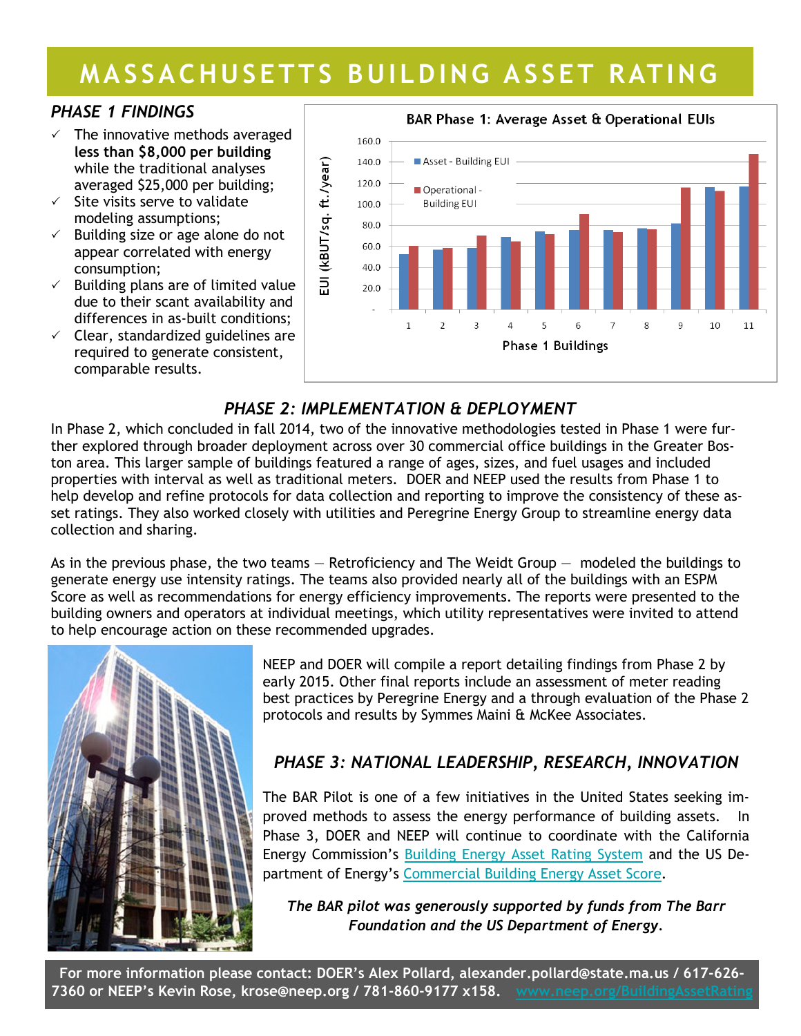# MASSACHUSETTS BUILDING ASSET RATING

## *PHASE 1 FINDINGS*

- ✓ The innovative methods averaged **less than $8,000 per building** while the traditional analyses averaged $25,000 per building;
- ✓ Site visits serve to validate modeling assumptions;
- ✓ Building size or age alone do not appear correlated with energy consumption;
- ✓ Building plans are of limited value due to their scant availability and differences in as-built conditions;
- ✓ Clear, standardized guidelines are required to generate consistent, comparable results.

BAR Phase 1: Average Asset & Operational EUIs

EUI (kBUT/sq. ft./year)

160.0
140.0
120.0
100.0
80.0
60.0
40.0
20.0
-

Asset - Building EUI

Operational - Building EUI

1 2 3 4 5 6 7 8 9 10 11

Phase 1 Buildings

## *PHASE 2: IMPLEMENTATION & DEPLOYMENT*

In Phase 2, which concluded in fall 2014, two of the innovative methodologies tested in Phase 1 were further explored through broader deployment across over 30 commercial office buildings in the Greater Boston area. This larger sample of buildings featured a range of ages, sizes, and fuel usages and included properties with interval as well as traditional meters. DOER and NEEP used the results from Phase 1 to help develop and refine protocols for data collection and reporting to improve the consistency of these asset ratings. They also worked closely with utilities and Peregrine Energy Group to streamline energy data collection and sharing.

As in the previous phase, the two teams — Retroficiency and The Weidt Group — modeled the buildings to generate energy use intensity ratings. The teams also provided nearly all of the buildings with an ESPM Score as well as recommendations for energy efficiency improvements. The reports were presented to the building owners and operators at individual meetings, which utility representatives were invited to attend to help encourage action on these recommended upgrades.

NEEP and DOER will compile a report detailing findings from Phase 2 by early 2015. Other final reports include an assessment of meter reading best practices by Peregrine Energy and a through evaluation of the Phase 2 protocols and results by Symmes Maini & McKee Associates.

## *PHASE 3: NATIONAL LEADERSHIP, RESEARCH, INNOVATION*

The BAR Pilot is one of a few initiatives in the United States seeking improved methods to assess the energy performance of building assets. In Phase 3, DOER and NEEP will continue to coordinate with the California Energy Commission's Building Energy Asset Rating System and the US Department of Energy's Commercial Building Energy Asset Score.

***The BAR pilot was generously supported by funds from The Barr Foundation and the US Department of Energy.***

**For more information please contact: DOER's Alex Pollard, alexander.pollard@state.ma.us / 617-626-7360 or NEEP's Kevin Rose, krose@neep.org / 781-860-9177 x158.** www.neep.org/BuildingAssetRating